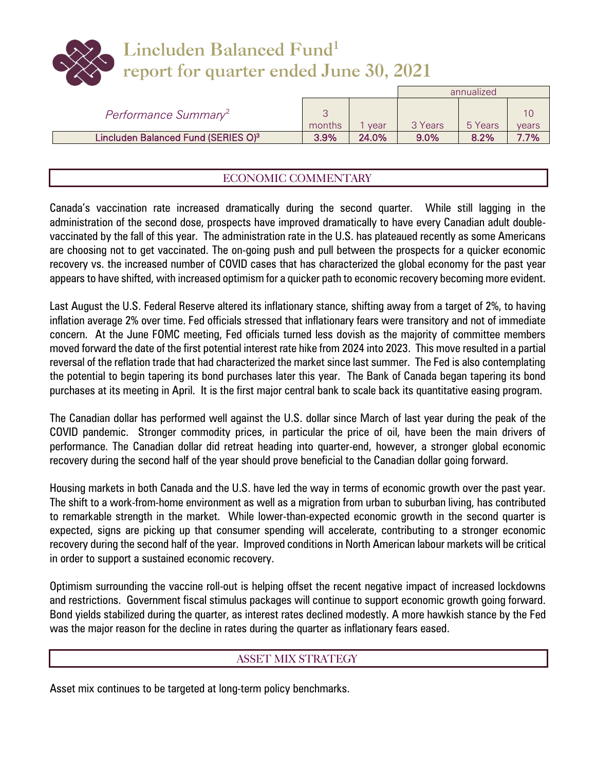# Lincluden Balanced Fund[1] report for quarter ended June 30, 2021

| *Performance Summary*[2] | | | annualized | | |
|---|---|---|---|---|---|
| | 3 months | 1 year | 3 Years | 5 Years | 10 years |
| Lincluden Balanced Fund (SERIES O)[3] | 3.9% | 24.0% | 9.0% | 8.2% | 7.7% |

## ECONOMIC COMMENTARY

Canada's vaccination rate increased dramatically during the second quarter. While still lagging in the administration of the second dose, prospects have improved dramatically to have every Canadian adult double-vaccinated by the fall of this year. The administration rate in the U.S. has plateaued recently as some Americans are choosing not to get vaccinated. The on-going push and pull between the prospects for a quicker economic recovery vs. the increased number of COVID cases that has characterized the global economy for the past year appears to have shifted, with increased optimism for a quicker path to economic recovery becoming more evident.

Last August the U.S. Federal Reserve altered its inflationary stance, shifting away from a target of 2%, to having inflation average 2% over time. Fed officials stressed that inflationary fears were transitory and not of immediate concern. At the June FOMC meeting, Fed officials turned less dovish as the majority of committee members moved forward the date of the first potential interest rate hike from 2024 into 2023. This move resulted in a partial reversal of the reflation trade that had characterized the market since last summer. The Fed is also contemplating the potential to begin tapering its bond purchases later this year. The Bank of Canada began tapering its bond purchases at its meeting in April. It is the first major central bank to scale back its quantitative easing program.

The Canadian dollar has performed well against the U.S. dollar since March of last year during the peak of the COVID pandemic. Stronger commodity prices, in particular the price of oil, have been the main drivers of performance. The Canadian dollar did retreat heading into quarter-end, however, a stronger global economic recovery during the second half of the year should prove beneficial to the Canadian dollar going forward.

Housing markets in both Canada and the U.S. have led the way in terms of economic growth over the past year. The shift to a work-from-home environment as well as a migration from urban to suburban living, has contributed to remarkable strength in the market. While lower-than-expected economic growth in the second quarter is expected, signs are picking up that consumer spending will accelerate, contributing to a stronger economic recovery during the second half of the year. Improved conditions in North American labour markets will be critical in order to support a sustained economic recovery.

Optimism surrounding the vaccine roll-out is helping offset the recent negative impact of increased lockdowns and restrictions. Government fiscal stimulus packages will continue to support economic growth going forward. Bond yields stabilized during the quarter, as interest rates declined modestly. A more hawkish stance by the Fed was the major reason for the decline in rates during the quarter as inflationary fears eased.

## ASSET MIX STRATEGY

Asset mix continues to be targeted at long-term policy benchmarks.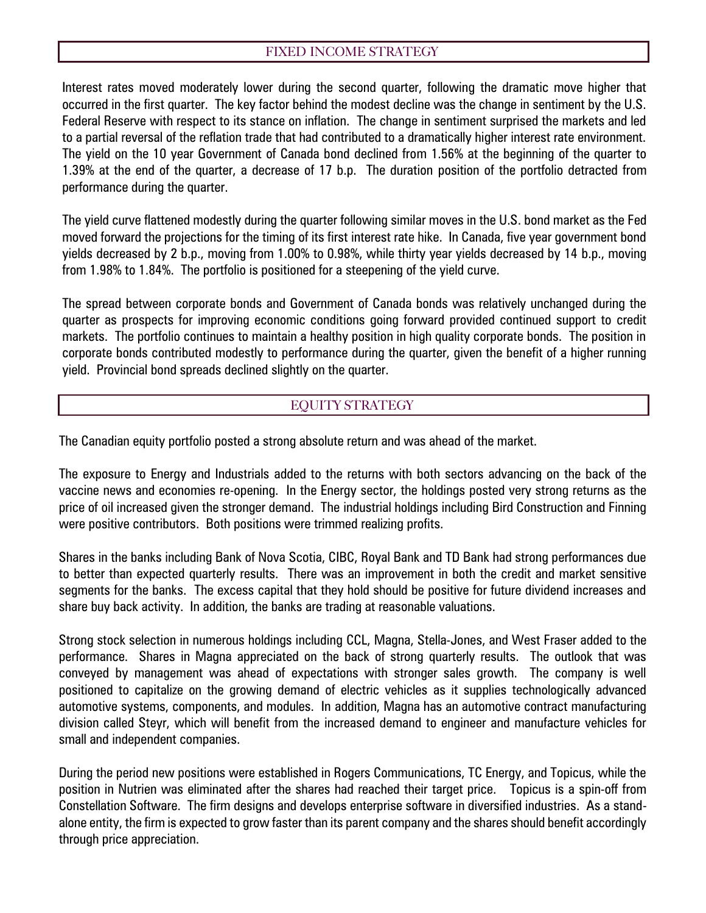## FIXED INCOME STRATEGY

Interest rates moved moderately lower during the second quarter, following the dramatic move higher that occurred in the first quarter. The key factor behind the modest decline was the change in sentiment by the U.S. Federal Reserve with respect to its stance on inflation. The change in sentiment surprised the markets and led to a partial reversal of the reflation trade that had contributed to a dramatically higher interest rate environment. The yield on the 10 year Government of Canada bond declined from 1.56% at the beginning of the quarter to 1.39% at the end of the quarter, a decrease of 17 b.p. The duration position of the portfolio detracted from performance during the quarter.

The yield curve flattened modestly during the quarter following similar moves in the U.S. bond market as the Fed moved forward the projections for the timing of its first interest rate hike. In Canada, five year government bond yields decreased by 2 b.p., moving from 1.00% to 0.98%, while thirty year yields decreased by 14 b.p., moving from 1.98% to 1.84%. The portfolio is positioned for a steepening of the yield curve.

The spread between corporate bonds and Government of Canada bonds was relatively unchanged during the quarter as prospects for improving economic conditions going forward provided continued support to credit markets. The portfolio continues to maintain a healthy position in high quality corporate bonds. The position in corporate bonds contributed modestly to performance during the quarter, given the benefit of a higher running yield. Provincial bond spreads declined slightly on the quarter.

## EQUITY STRATEGY

The Canadian equity portfolio posted a strong absolute return and was ahead of the market.

The exposure to Energy and Industrials added to the returns with both sectors advancing on the back of the vaccine news and economies re-opening. In the Energy sector, the holdings posted very strong returns as the price of oil increased given the stronger demand. The industrial holdings including Bird Construction and Finning were positive contributors. Both positions were trimmed realizing profits.

Shares in the banks including Bank of Nova Scotia, CIBC, Royal Bank and TD Bank had strong performances due to better than expected quarterly results. There was an improvement in both the credit and market sensitive segments for the banks. The excess capital that they hold should be positive for future dividend increases and share buy back activity. In addition, the banks are trading at reasonable valuations.

Strong stock selection in numerous holdings including CCL, Magna, Stella-Jones, and West Fraser added to the performance. Shares in Magna appreciated on the back of strong quarterly results. The outlook that was conveyed by management was ahead of expectations with stronger sales growth. The company is well positioned to capitalize on the growing demand of electric vehicles as it supplies technologically advanced automotive systems, components, and modules. In addition, Magna has an automotive contract manufacturing division called Steyr, which will benefit from the increased demand to engineer and manufacture vehicles for small and independent companies.

During the period new positions were established in Rogers Communications, TC Energy, and Topicus, while the position in Nutrien was eliminated after the shares had reached their target price. Topicus is a spin-off from Constellation Software. The firm designs and develops enterprise software in diversified industries. As a stand-alone entity, the firm is expected to grow faster than its parent company and the shares should benefit accordingly through price appreciation.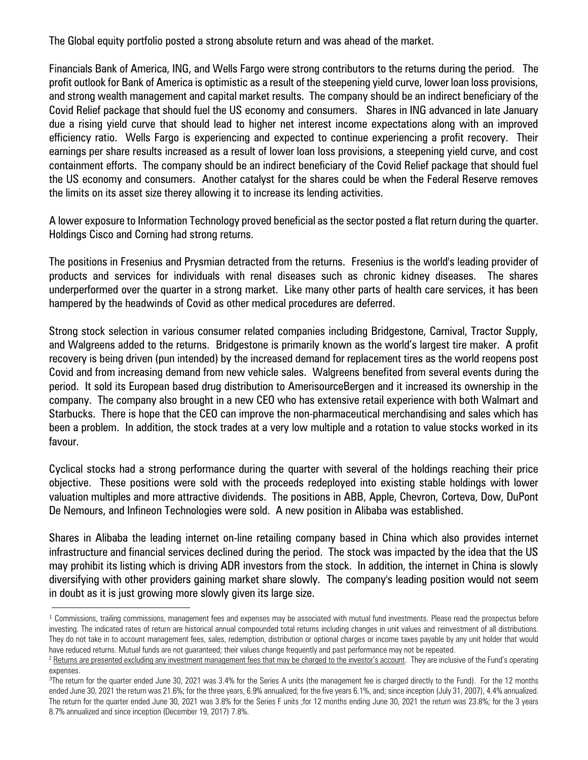The Global equity portfolio posted a strong absolute return and was ahead of the market.

Financials Bank of America, ING, and Wells Fargo were strong contributors to the returns during the period. The profit outlook for Bank of America is optimistic as a result of the steepening yield curve, lower loan loss provisions, and strong wealth management and capital market results. The company should be an indirect beneficiary of the Covid Relief package that should fuel the US economy and consumers. Shares in ING advanced in late January due a rising yield curve that should lead to higher net interest income expectations along with an improved efficiency ratio. Wells Fargo is experiencing and expected to continue experiencing a profit recovery. Their earnings per share results increased as a result of lower loan loss provisions, a steepening yield curve, and cost containment efforts. The company should be an indirect beneficiary of the Covid Relief package that should fuel the US economy and consumers. Another catalyst for the shares could be when the Federal Reserve removes the limits on its asset size therey allowing it to increase its lending activities.

A lower exposure to Information Technology proved beneficial as the sector posted a flat return during the quarter. Holdings Cisco and Corning had strong returns.

The positions in Fresenius and Prysmian detracted from the returns. Fresenius is the world's leading provider of products and services for individuals with renal diseases such as chronic kidney diseases. The shares underperformed over the quarter in a strong market. Like many other parts of health care services, it has been hampered by the headwinds of Covid as other medical procedures are deferred.

Strong stock selection in various consumer related companies including Bridgestone, Carnival, Tractor Supply, and Walgreens added to the returns. Bridgestone is primarily known as the world's largest tire maker. A profit recovery is being driven (pun intended) by the increased demand for replacement tires as the world reopens post Covid and from increasing demand from new vehicle sales. Walgreens benefited from several events during the period. It sold its European based drug distribution to AmerisourceBergen and it increased its ownership in the company. The company also brought in a new CEO who has extensive retail experience with both Walmart and Starbucks. There is hope that the CEO can improve the non-pharmaceutical merchandising and sales which has been a problem. In addition, the stock trades at a very low multiple and a rotation to value stocks worked in its favour.

Cyclical stocks had a strong performance during the quarter with several of the holdings reaching their price objective. These positions were sold with the proceeds redeployed into existing stable holdings with lower valuation multiples and more attractive dividends. The positions in ABB, Apple, Chevron, Corteva, Dow, DuPont De Nemours, and Infineon Technologies were sold. A new position in Alibaba was established.

Shares in Alibaba the leading internet on-line retailing company based in China which also provides internet infrastructure and financial services declined during the period. The stock was impacted by the idea that the US may prohibit its listing which is driving ADR investors from the stock. In addition, the internet in China is slowly diversifying with other providers gaining market share slowly. The company's leading position would not seem in doubt as it is just growing more slowly given its large size.

---

[1] Commissions, trailing commissions, management fees and expenses may be associated with mutual fund investments. Please read the prospectus before investing. The indicated rates of return are historical annual compounded total returns including changes in unit values and reinvestment of all distributions. They do not take in to account management fees, sales, redemption, distribution or optional charges or income taxes payable by any unit holder that would have reduced returns. Mutual funds are not guaranteed; their values change frequently and past performance may not be repeated.

[2] Returns are presented excluding any investment management fees that may be charged to the investor's account. They are inclusive of the Fund's operating expenses.

[3] The return for the quarter ended June 30, 2021 was 3.4% for the Series A units (the management fee is charged directly to the Fund). For the 12 months ended June 30, 2021 the return was 21.6%; for the three years, 6.9% annualized; for the five years 6.1%, and; since inception (July 31, 2007), 4.4% annualized. The return for the quarter ended June 30, 2021 was 3.8% for the Series F units ;for 12 months ending June 30, 2021 the return was 23.8%; for the 3 years 8.7% annualized and since inception (December 19, 2017) 7.8%.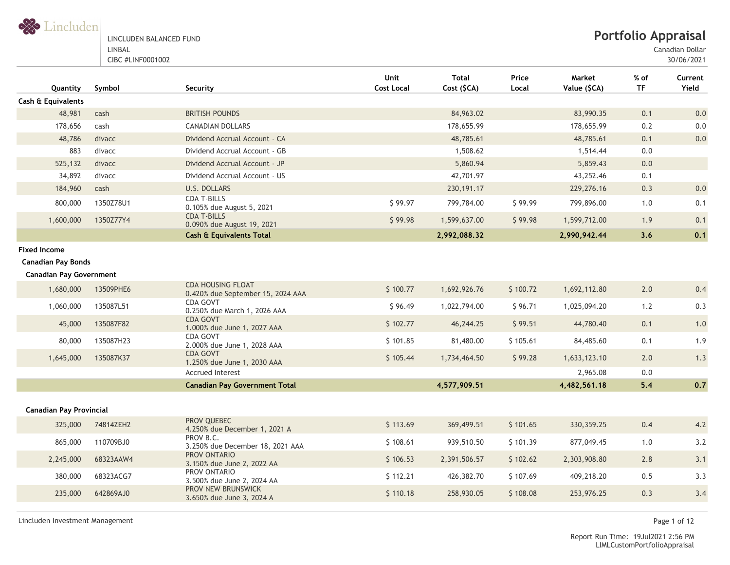Lincluden

LINCLUDEN BALANCED FUND
LINBAL
CIBC #LINF0001002

# Portfolio Appraisal

Canadian Dollar
30/06/2021

| Quantity | Symbol | Security | Unit Cost Local | Total Cost ($CA) | Price Local | Market Value ($CA) | % of TF | Current Yield |
|---|---|---|---|---|---|---|---|---|
| **Cash & Equivalents** | | | | | | | | |
| 48,981 | cash | BRITISH POUNDS | | 84,963.02 | | 83,990.35 | 0.1 | 0.0 |
| 178,656 | cash | CANADIAN DOLLARS | | 178,655.99 | | 178,655.99 | 0.2 | 0.0 |
| 48,786 | divacc | Dividend Accrual Account - CA | | 48,785.61 | | 48,785.61 | 0.1 | 0.0 |
| 883 | divacc | Dividend Accrual Account - GB | | 1,508.62 | | 1,514.44 | 0.0 | |
| 525,132 | divacc | Dividend Accrual Account - JP | | 5,860.94 | | 5,859.43 | 0.0 | |
| 34,892 | divacc | Dividend Accrual Account - US | | 42,701.97 | | 43,252.46 | 0.1 | |
| 184,960 | cash | U.S. DOLLARS | | 230,191.17 | | 229,276.16 | 0.3 | 0.0 |
| 800,000 | 1350Z78U1 | CDA T-BILLS 0.105% due August 5, 2021 | $ 99.97 | 799,784.00 | $ 99.99 | 799,896.00 | 1.0 | 0.1 |
| 1,600,000 | 1350Z77Y4 | CDA T-BILLS 0.090% due August 19, 2021 | $ 99.98 | 1,599,637.00 | $ 99.98 | 1,599,712.00 | 1.9 | 0.1 |
| | | **Cash & Equivalents Total** | | **2,992,088.32** | | **2,990,942.44** | **3.6** | **0.1** |
| **Fixed Income** | | | | | | | | |
| **Canadian Pay Bonds** | | | | | | | | |
| **Canadian Pay Government** | | | | | | | | |
| 1,680,000 | 13509PHE6 | CDA HOUSING FLOAT 0.420% due September 15, 2024 AAA | $ 100.77 | 1,692,926.76 | $ 100.72 | 1,692,112.80 | 2.0 | 0.4 |
| 1,060,000 | 135087L51 | CDA GOVT 0.250% due March 1, 2026 AAA | $ 96.49 | 1,022,794.00 | $ 96.71 | 1,025,094.20 | 1.2 | 0.3 |
| 45,000 | 135087F82 | CDA GOVT 1.000% due June 1, 2027 AAA | $ 102.77 | 46,244.25 | $ 99.51 | 44,780.40 | 0.1 | 1.0 |
| 80,000 | 135087H23 | CDA GOVT 2.000% due June 1, 2028 AAA | $ 101.85 | 81,480.00 | $ 105.61 | 84,485.60 | 0.1 | 1.9 |
| 1,645,000 | 135087K37 | CDA GOVT 1.250% due June 1, 2030 AAA | $ 105.44 | 1,734,464.50 | $ 99.28 | 1,633,123.10 | 2.0 | 1.3 |
| | | Accrued Interest | | | | 2,965.08 | 0.0 | |
| | | **Canadian Pay Government Total** | | **4,577,909.51** | | **4,482,561.18** | **5.4** | **0.7** |
| **Canadian Pay Provincial** | | | | | | | | |
| 325,000 | 74814ZEH2 | PROV QUEBEC 4.250% due December 1, 2021 A | $ 113.69 | 369,499.51 | $ 101.65 | 330,359.25 | 0.4 | 4.2 |
| 865,000 | 110709BJ0 | PROV B.C. 3.250% due December 18, 2021 AAA | $ 108.61 | 939,510.50 | $ 101.39 | 877,049.45 | 1.0 | 3.2 |
| 2,245,000 | 68323AAW4 | PROV ONTARIO 3.150% due June 2, 2022 AA | $ 106.53 | 2,391,506.57 | $ 102.62 | 2,303,908.80 | 2.8 | 3.1 |
| 380,000 | 68323ACG7 | PROV ONTARIO 3.500% due June 2, 2024 AA | $ 112.21 | 426,382.70 | $ 107.69 | 409,218.20 | 0.5 | 3.3 |
| 235,000 | 642869AJ0 | PROV NEW BRUNSWICK 3.650% due June 3, 2024 A | $ 110.18 | 258,930.05 | $ 108.08 | 253,976.25 | 0.3 | 3.4 |

Lincluden Investment Management

Report Run Time: 19Jul2021 2:56 PM
LIMLCustomPortfolioAppraisal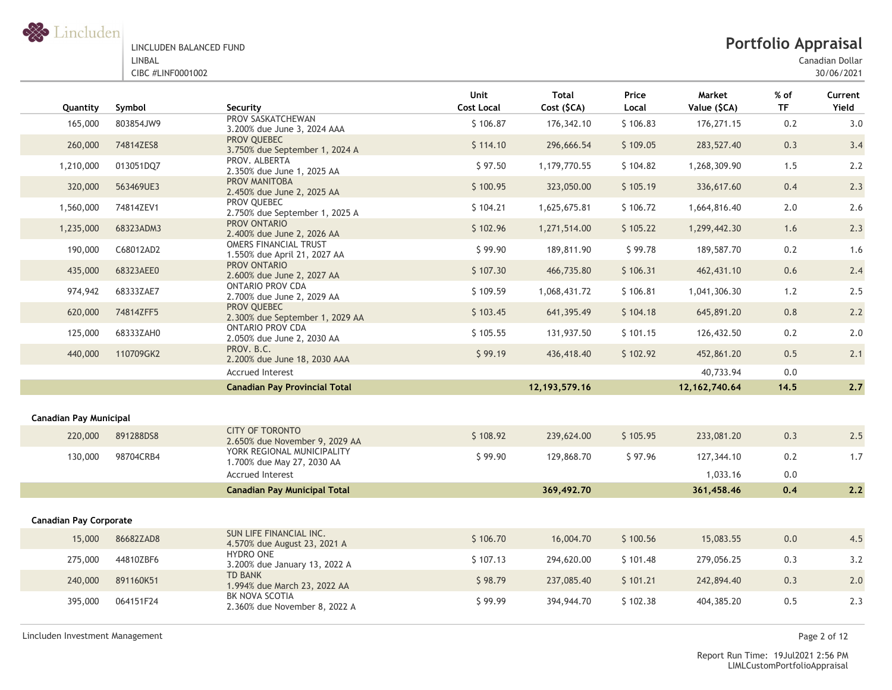LINCLUDEN BALANCED FUND
LINBAL
CIBC #LINF0001002

# Portfolio Appraisal

Canadian Dollar
30/06/2021

| Quantity | Symbol | Security | Unit Cost Local | Total Cost ($CA) | Price Local | Market Value ($CA) | % of TF | Current Yield |
|---|---|---|---|---|---|---|---|---|
| 165,000 | 803854JW9 | PROV SASKATCHEWAN 3.200% due June 3, 2024 AAA | $ 106.87 | 176,342.10 | $ 106.83 | 176,271.15 | 0.2 | 3.0 |
| 260,000 | 74814ZES8 | PROV QUEBEC 3.750% due September 1, 2024 A | $ 114.10 | 296,666.54 | $ 109.05 | 283,527.40 | 0.3 | 3.4 |
| 1,210,000 | 013051DQ7 | PROV. ALBERTA 2.350% due June 1, 2025 AA | $ 97.50 | 1,179,770.55 | $ 104.82 | 1,268,309.90 | 1.5 | 2.2 |
| 320,000 | 563469UE3 | PROV MANITOBA 2.450% due June 2, 2025 AA | $ 100.95 | 323,050.00 | $ 105.19 | 336,617.60 | 0.4 | 2.3 |
| 1,560,000 | 74814ZEV1 | PROV QUEBEC 2.750% due September 1, 2025 A | $ 104.21 | 1,625,675.81 | $ 106.72 | 1,664,816.40 | 2.0 | 2.6 |
| 1,235,000 | 68323ADM3 | PROV ONTARIO 2.400% due June 2, 2026 AA | $ 102.96 | 1,271,514.00 | $ 105.22 | 1,299,442.30 | 1.6 | 2.3 |
| 190,000 | C68012AD2 | OMERS FINANCIAL TRUST 1.550% due April 21, 2027 AA | $ 99.90 | 189,811.90 | $ 99.78 | 189,587.70 | 0.2 | 1.6 |
| 435,000 | 68323AEE0 | PROV ONTARIO 2.600% due June 2, 2027 AA | $ 107.30 | 466,735.80 | $ 106.31 | 462,431.10 | 0.6 | 2.4 |
| 974,942 | 68333ZAE7 | ONTARIO PROV CDA 2.700% due June 2, 2029 AA | $ 109.59 | 1,068,431.72 | $ 106.81 | 1,041,306.30 | 1.2 | 2.5 |
| 620,000 | 74814ZFF5 | PROV QUEBEC 2.300% due September 1, 2029 AA | $ 103.45 | 641,395.49 | $ 104.18 | 645,891.20 | 0.8 | 2.2 |
| 125,000 | 68333ZAH0 | ONTARIO PROV CDA 2.050% due June 2, 2030 AA | $ 105.55 | 131,937.50 | $ 101.15 | 126,432.50 | 0.2 | 2.0 |
| 440,000 | 110709GK2 | PROV. B.C. 2.200% due June 18, 2030 AAA | $ 99.19 | 436,418.40 | $ 102.92 | 452,861.20 | 0.5 | 2.1 |
| | | Accrued Interest | | | | 40,733.94 | 0.0 | |
| | | **Canadian Pay Provincial Total** | | **12,193,579.16** | | **12,162,740.64** | **14.5** | **2.7** |
| **Canadian Pay Municipal** | | | | | | | | |
| 220,000 | 891288DS8 | CITY OF TORONTO 2.650% due November 9, 2029 AA | $ 108.92 | 239,624.00 | $ 105.95 | 233,081.20 | 0.3 | 2.5 |
| 130,000 | 98704CRB4 | YORK REGIONAL MUNICIPALITY 1.700% due May 27, 2030 AA | $ 99.90 | 129,868.70 | $ 97.96 | 127,344.10 | 0.2 | 1.7 |
| | | Accrued Interest | | | | 1,033.16 | 0.0 | |
| | | **Canadian Pay Municipal Total** | | **369,492.70** | | **361,458.46** | **0.4** | **2.2** |
| **Canadian Pay Corporate** | | | | | | | | |
| 15,000 | 86682ZAD8 | SUN LIFE FINANCIAL INC. 4.570% due August 23, 2021 A | $ 106.70 | 16,004.70 | $ 100.56 | 15,083.55 | 0.0 | 4.5 |
| 275,000 | 44810ZBF6 | HYDRO ONE 3.200% due January 13, 2022 A | $ 107.13 | 294,620.00 | $ 101.48 | 279,056.25 | 0.3 | 3.2 |
| 240,000 | 891160K51 | TD BANK 1.994% due March 23, 2022 AA | $ 98.79 | 237,085.40 | $ 101.21 | 242,894.40 | 0.3 | 2.0 |
| 395,000 | 064151F24 | BK NOVA SCOTIA 2.360% due November 8, 2022 A | $ 99.99 | 394,944.70 | $ 102.38 | 404,385.20 | 0.5 | 2.3 |

Report Run Time: 19Jul2021 2:56 PM
LIMLCustomPortfolioAppraisal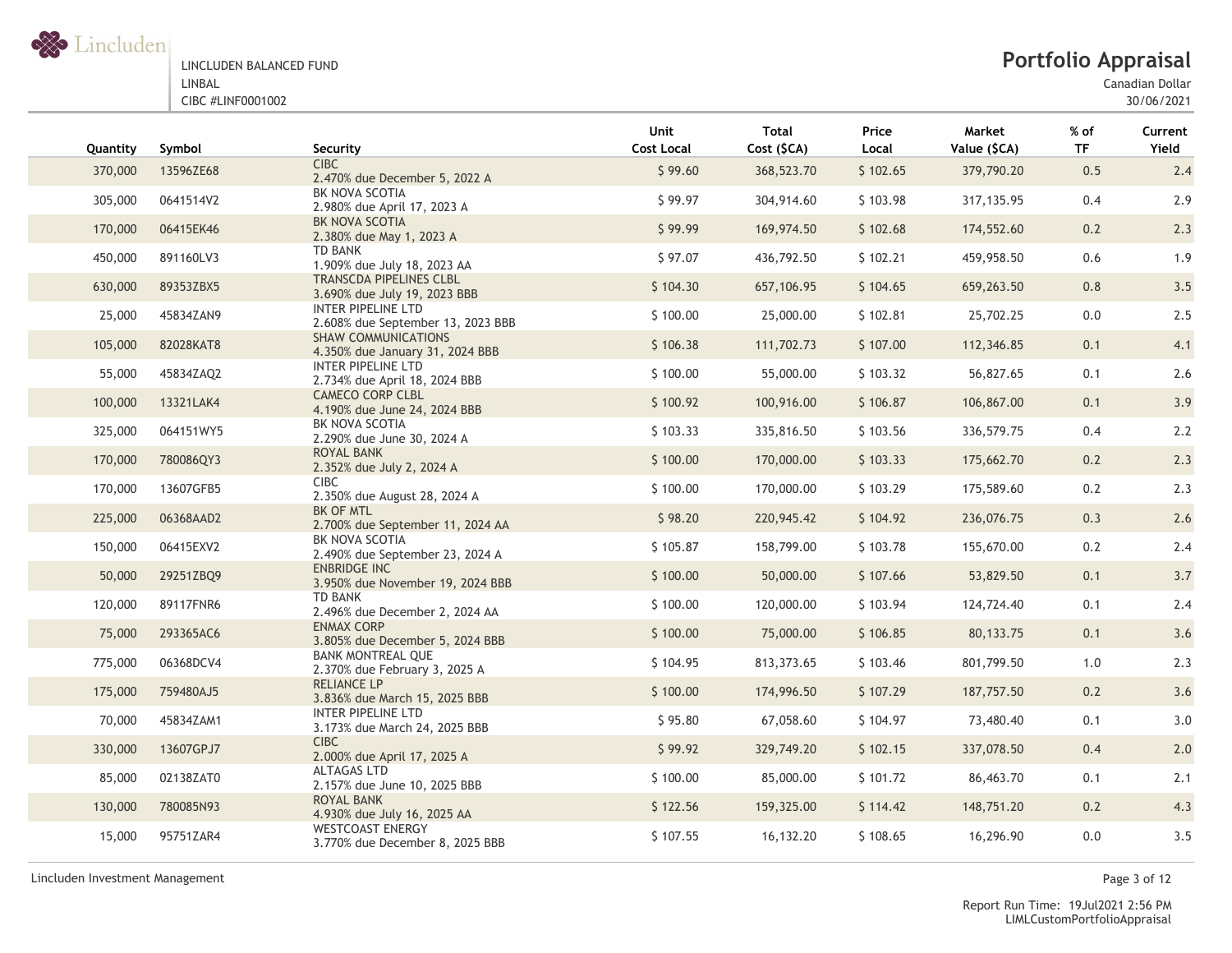LINCLUDEN BALANCED FUND
LINBAL
CIBC #LINF0001002

# Portfolio Appraisal

Canadian Dollar
30/06/2021

| Quantity | Symbol | Security | Unit Cost Local | Total Cost ($CA) | Price Local | Market Value ($CA) | % of TF | Current Yield |
|---|---|---|---|---|---|---|---|---|
| 370,000 | 13596ZE68 | CIBC 2.470% due December 5, 2022 A | $ 99.60 | 368,523.70 | $ 102.65 | 379,790.20 | 0.5 | 2.4 |
| 305,000 | 0641514V2 | BK NOVA SCOTIA 2.980% due April 17, 2023 A | $ 99.97 | 304,914.60 | $ 103.98 | 317,135.95 | 0.4 | 2.9 |
| 170,000 | 06415EK46 | BK NOVA SCOTIA 2.380% due May 1, 2023 A | $ 99.99 | 169,974.50 | $ 102.68 | 174,552.60 | 0.2 | 2.3 |
| 450,000 | 891160LV3 | TD BANK 1.909% due July 18, 2023 AA | $ 97.07 | 436,792.50 | $ 102.21 | 459,958.50 | 0.6 | 1.9 |
| 630,000 | 89353ZBX5 | TRANSCDA PIPELINES CLBL 3.690% due July 19, 2023 BBB | $ 104.30 | 657,106.95 | $ 104.65 | 659,263.50 | 0.8 | 3.5 |
| 25,000 | 45834ZAN9 | INTER PIPELINE LTD 2.608% due September 13, 2023 BBB | $ 100.00 | 25,000.00 | $ 102.81 | 25,702.25 | 0.0 | 2.5 |
| 105,000 | 82028KAT8 | SHAW COMMUNICATIONS 4.350% due January 31, 2024 BBB | $ 106.38 | 111,702.73 | $ 107.00 | 112,346.85 | 0.1 | 4.1 |
| 55,000 | 45834ZAQ2 | INTER PIPELINE LTD 2.734% due April 18, 2024 BBB | $ 100.00 | 55,000.00 | $ 103.32 | 56,827.65 | 0.1 | 2.6 |
| 100,000 | 13321LAK4 | CAMECO CORP CLBL 4.190% due June 24, 2024 BBB | $ 100.92 | 100,916.00 | $ 106.87 | 106,867.00 | 0.1 | 3.9 |
| 325,000 | 064151WY5 | BK NOVA SCOTIA 2.290% due June 30, 2024 A | $ 103.33 | 335,816.50 | $ 103.56 | 336,579.75 | 0.4 | 2.2 |
| 170,000 | 780086QY3 | ROYAL BANK 2.352% due July 2, 2024 A | $ 100.00 | 170,000.00 | $ 103.33 | 175,662.70 | 0.2 | 2.3 |
| 170,000 | 13607GFB5 | CIBC 2.350% due August 28, 2024 A | $ 100.00 | 170,000.00 | $ 103.29 | 175,589.60 | 0.2 | 2.3 |
| 225,000 | 06368AAD2 | BK OF MTL 2.700% due September 11, 2024 AA | $ 98.20 | 220,945.42 | $ 104.92 | 236,076.75 | 0.3 | 2.6 |
| 150,000 | 06415EXV2 | BK NOVA SCOTIA 2.490% due September 23, 2024 A | $ 105.87 | 158,799.00 | $ 103.78 | 155,670.00 | 0.2 | 2.4 |
| 50,000 | 29251ZBQ9 | ENBRIDGE INC 3.950% due November 19, 2024 BBB | $ 100.00 | 50,000.00 | $ 107.66 | 53,829.50 | 0.1 | 3.7 |
| 120,000 | 89117FNR6 | TD BANK 2.496% due December 2, 2024 AA | $ 100.00 | 120,000.00 | $ 103.94 | 124,724.40 | 0.1 | 2.4 |
| 75,000 | 293365AC6 | ENMAX CORP 3.805% due December 5, 2024 BBB | $ 100.00 | 75,000.00 | $ 106.85 | 80,133.75 | 0.1 | 3.6 |
| 775,000 | 06368DCV4 | BANK MONTREAL QUE 2.370% due February 3, 2025 A | $ 104.95 | 813,373.65 | $ 103.46 | 801,799.50 | 1.0 | 2.3 |
| 175,000 | 759480AJ5 | RELIANCE LP 3.836% due March 15, 2025 BBB | $ 100.00 | 174,996.50 | $ 107.29 | 187,757.50 | 0.2 | 3.6 |
| 70,000 | 45834ZAM1 | INTER PIPELINE LTD 3.173% due March 24, 2025 BBB | $ 95.80 | 67,058.60 | $ 104.97 | 73,480.40 | 0.1 | 3.0 |
| 330,000 | 13607GPJ7 | CIBC 2.000% due April 17, 2025 A | $ 99.92 | 329,749.20 | $ 102.15 | 337,078.50 | 0.4 | 2.0 |
| 85,000 | 02138ZAT0 | ALTAGAS LTD 2.157% due June 10, 2025 BBB | $ 100.00 | 85,000.00 | $ 101.72 | 86,463.70 | 0.1 | 2.1 |
| 130,000 | 780085N93 | ROYAL BANK 4.930% due July 16, 2025 AA | $ 122.56 | 159,325.00 | $ 114.42 | 148,751.20 | 0.2 | 4.3 |
| 15,000 | 95751ZAR4 | WESTCOAST ENERGY 3.770% due December 8, 2025 BBB | $ 107.55 | 16,132.20 | $ 108.65 | 16,296.90 | 0.0 | 3.5 |

Lincluden Investment Management

Report Run Time: 19Jul2021 2:56 PM
LIMLCustomPortfolioAppraisal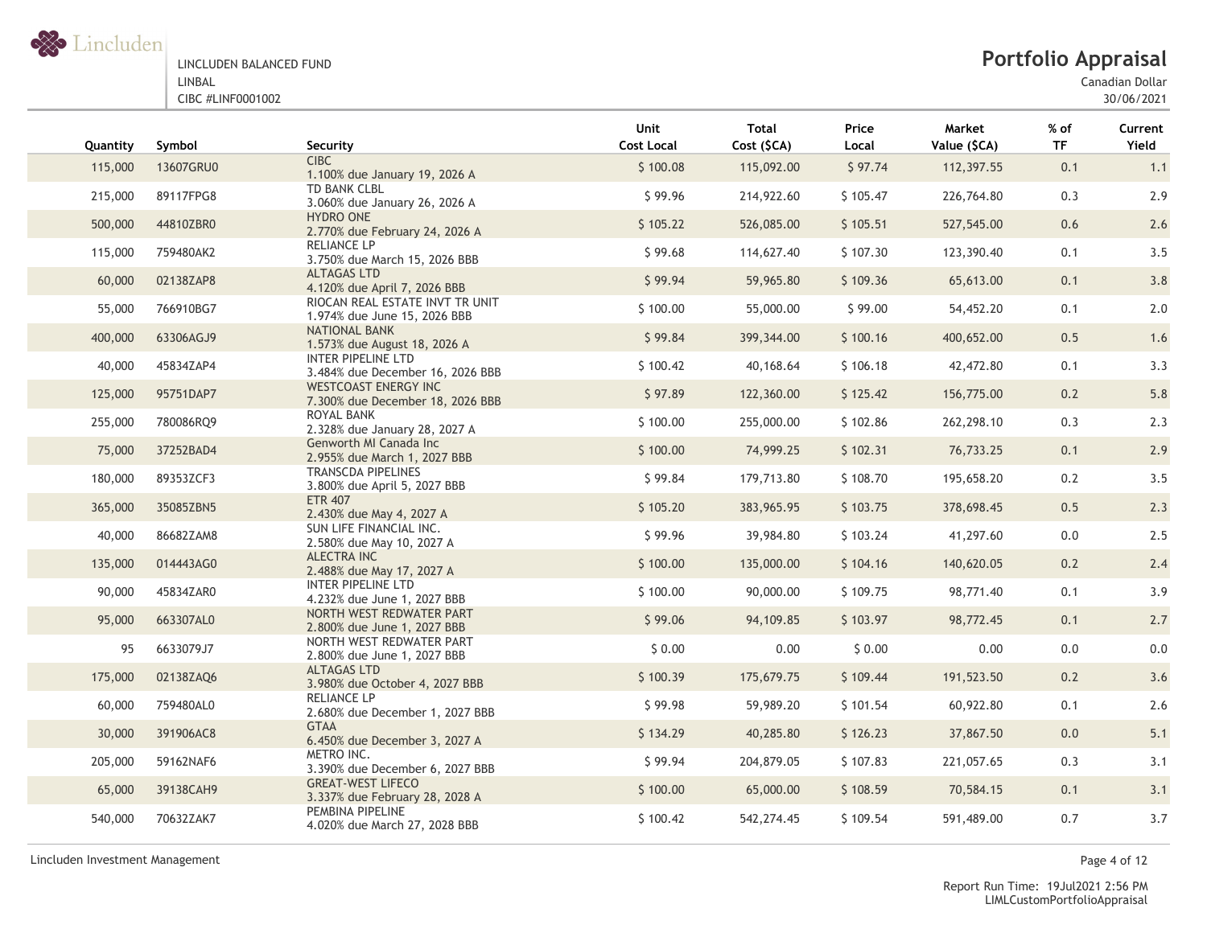LINCLUDEN BALANCED FUND
LINBAL
CIBC #LINF0001002

# Portfolio Appraisal

Canadian Dollar
30/06/2021

| Quantity | Symbol | Security | Unit Cost Local | Total Cost ($CA) | Price Local | Market Value ($CA) | % of TF | Current Yield |
|---|---|---|---|---|---|---|---|---|
| 115,000 | 13607GRU0 | CIBC 1.100% due January 19, 2026 A | $ 100.08 | 115,092.00 | $ 97.74 | 112,397.55 | 0.1 | 1.1 |
| 215,000 | 89117FPG8 | TD BANK CLBL 3.060% due January 26, 2026 A | $ 99.96 | 214,922.60 | $ 105.47 | 226,764.80 | 0.3 | 2.9 |
| 500,000 | 44810ZBR0 | HYDRO ONE 2.770% due February 24, 2026 A | $ 105.22 | 526,085.00 | $ 105.51 | 527,545.00 | 0.6 | 2.6 |
| 115,000 | 759480AK2 | RELIANCE LP 3.750% due March 15, 2026 BBB | $ 99.68 | 114,627.40 | $ 107.30 | 123,390.40 | 0.1 | 3.5 |
| 60,000 | 02138ZAP8 | ALTAGAS LTD 4.120% due April 7, 2026 BBB | $ 99.94 | 59,965.80 | $ 109.36 | 65,613.00 | 0.1 | 3.8 |
| 55,000 | 766910BG7 | RIOCAN REAL ESTATE INVT TR UNIT 1.974% due June 15, 2026 BBB | $ 100.00 | 55,000.00 | $ 99.00 | 54,452.20 | 0.1 | 2.0 |
| 400,000 | 63306AGJ9 | NATIONAL BANK 1.573% due August 18, 2026 A | $ 99.84 | 399,344.00 | $ 100.16 | 400,652.00 | 0.5 | 1.6 |
| 40,000 | 45834ZAP4 | INTER PIPELINE LTD 3.484% due December 16, 2026 BBB | $ 100.42 | 40,168.64 | $ 106.18 | 42,472.80 | 0.1 | 3.3 |
| 125,000 | 95751DAP7 | WESTCOAST ENERGY INC 7.300% due December 18, 2026 BBB | $ 97.89 | 122,360.00 | $ 125.42 | 156,775.00 | 0.2 | 5.8 |
| 255,000 | 780086RQ9 | ROYAL BANK 2.328% due January 28, 2027 A | $ 100.00 | 255,000.00 | $ 102.86 | 262,298.10 | 0.3 | 2.3 |
| 75,000 | 37252BAD4 | Genworth MI Canada Inc 2.955% due March 1, 2027 BBB | $ 100.00 | 74,999.25 | $ 102.31 | 76,733.25 | 0.1 | 2.9 |
| 180,000 | 89353ZCF3 | TRANSCDA PIPELINES 3.800% due April 5, 2027 BBB | $ 99.84 | 179,713.80 | $ 108.70 | 195,658.20 | 0.2 | 3.5 |
| 365,000 | 35085ZBN5 | ETR 407 2.430% due May 4, 2027 A | $ 105.20 | 383,965.95 | $ 103.75 | 378,698.45 | 0.5 | 2.3 |
| 40,000 | 86682ZAM8 | SUN LIFE FINANCIAL INC. 2.580% due May 10, 2027 A | $ 99.96 | 39,984.80 | $ 103.24 | 41,297.60 | 0.0 | 2.5 |
| 135,000 | 014443AG0 | ALECTRA INC 2.488% due May 17, 2027 A | $ 100.00 | 135,000.00 | $ 104.16 | 140,620.05 | 0.2 | 2.4 |
| 90,000 | 45834ZAR0 | INTER PIPELINE LTD 4.232% due June 1, 2027 BBB | $ 100.00 | 90,000.00 | $ 109.75 | 98,771.40 | 0.1 | 3.9 |
| 95,000 | 663307AL0 | NORTH WEST REDWATER PART 2.800% due June 1, 2027 BBB | $ 99.06 | 94,109.85 | $ 103.97 | 98,772.45 | 0.1 | 2.7 |
| 95 | 6633079J7 | NORTH WEST REDWATER PART 2.800% due June 1, 2027 BBB | $ 0.00 | 0.00 | $ 0.00 | 0.00 | 0.0 | 0.0 |
| 175,000 | 02138ZAQ6 | ALTAGAS LTD 3.980% due October 4, 2027 BBB | $ 100.39 | 175,679.75 | $ 109.44 | 191,523.50 | 0.2 | 3.6 |
| 60,000 | 759480AL0 | RELIANCE LP 2.680% due December 1, 2027 BBB | $ 99.98 | 59,989.20 | $ 101.54 | 60,922.80 | 0.1 | 2.6 |
| 30,000 | 391906AC8 | GTAA 6.450% due December 3, 2027 A | $ 134.29 | 40,285.80 | $ 126.23 | 37,867.50 | 0.0 | 5.1 |
| 205,000 | 59162NAF6 | METRO INC. 3.390% due December 6, 2027 BBB | $ 99.94 | 204,879.05 | $ 107.83 | 221,057.65 | 0.3 | 3.1 |
| 65,000 | 39138CAH9 | GREAT-WEST LIFECO 3.337% due February 28, 2028 A | $ 100.00 | 65,000.00 | $ 108.59 | 70,584.15 | 0.1 | 3.1 |
| 540,000 | 70632ZAK7 | PEMBINA PIPELINE 4.020% due March 27, 2028 BBB | $ 100.42 | 542,274.45 | $ 109.54 | 591,489.00 | 0.7 | 3.7 |

Lincluden Investment Management

Report Run Time: 19Jul2021 2:56 PM
LIMLCustomPortfolioAppraisal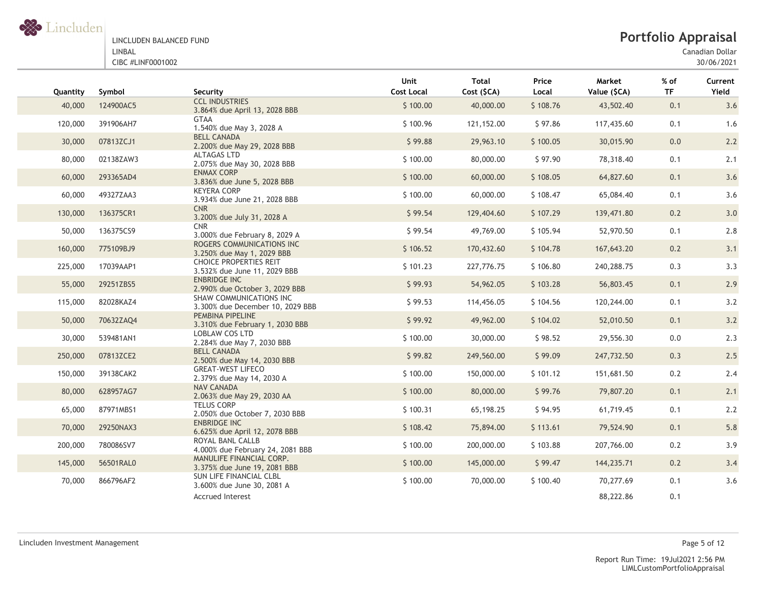LINCLUDEN BALANCED FUND
LINBAL
CIBC #LINF0001002

# Portfolio Appraisal

Canadian Dollar
30/06/2021

| Quantity | Symbol | Security | Unit Cost Local | Total Cost ($CA) | Price Local | Market Value ($CA) | % of TF | Current Yield |
|---|---|---|---|---|---|---|---|---|
| 40,000 | 124900AC5 | CCL INDUSTRIES 3.864% due April 13, 2028 BBB | $ 100.00 | 40,000.00 | $ 108.76 | 43,502.40 | 0.1 | 3.6 |
| 120,000 | 391906AH7 | GTAA 1.540% due May 3, 2028 A | $ 100.96 | 121,152.00 | $ 97.86 | 117,435.60 | 0.1 | 1.6 |
| 30,000 | 07813ZCJ1 | BELL CANADA 2.200% due May 29, 2028 BBB | $ 99.88 | 29,963.10 | $ 100.05 | 30,015.90 | 0.0 | 2.2 |
| 80,000 | 02138ZAW3 | ALTAGAS LTD 2.075% due May 30, 2028 BBB | $ 100.00 | 80,000.00 | $ 97.90 | 78,318.40 | 0.1 | 2.1 |
| 60,000 | 293365AD4 | ENMAX CORP 3.836% due June 5, 2028 BBB | $ 100.00 | 60,000.00 | $ 108.05 | 64,827.60 | 0.1 | 3.6 |
| 60,000 | 49327ZAA3 | KEYERA CORP 3.934% due June 21, 2028 BBB | $ 100.00 | 60,000.00 | $ 108.47 | 65,084.40 | 0.1 | 3.6 |
| 130,000 | 136375CR1 | CNR 3.200% due July 31, 2028 A | $ 99.54 | 129,404.60 | $ 107.29 | 139,471.80 | 0.2 | 3.0 |
| 50,000 | 136375CS9 | CNR 3.000% due February 8, 2029 A | $ 99.54 | 49,769.00 | $ 105.94 | 52,970.50 | 0.1 | 2.8 |
| 160,000 | 775109BJ9 | ROGERS COMMUNICATIONS INC 3.250% due May 1, 2029 BBB | $ 106.52 | 170,432.60 | $ 104.78 | 167,643.20 | 0.2 | 3.1 |
| 225,000 | 17039AAP1 | CHOICE PROPERTIES REIT 3.532% due June 11, 2029 BBB | $ 101.23 | 227,776.75 | $ 106.80 | 240,288.75 | 0.3 | 3.3 |
| 55,000 | 29251ZBS5 | ENBRIDGE INC 2.990% due October 3, 2029 BBB | $ 99.93 | 54,962.05 | $ 103.28 | 56,803.45 | 0.1 | 2.9 |
| 115,000 | 82028KAZ4 | SHAW COMMUNICATIONS INC 3.300% due December 10, 2029 BBB | $ 99.53 | 114,456.05 | $ 104.56 | 120,244.00 | 0.1 | 3.2 |
| 50,000 | 70632ZAQ4 | PEMBINA PIPELINE 3.310% due February 1, 2030 BBB | $ 99.92 | 49,962.00 | $ 104.02 | 52,010.50 | 0.1 | 3.2 |
| 30,000 | 539481AN1 | LOBLAW COS LTD 2.284% due May 7, 2030 BBB | $ 100.00 | 30,000.00 | $ 98.52 | 29,556.30 | 0.0 | 2.3 |
| 250,000 | 07813ZCE2 | BELL CANADA 2.500% due May 14, 2030 BBB | $ 99.82 | 249,560.00 | $ 99.09 | 247,732.50 | 0.3 | 2.5 |
| 150,000 | 39138CAK2 | GREAT-WEST LIFECO 2.379% due May 14, 2030 A | $ 100.00 | 150,000.00 | $ 101.12 | 151,681.50 | 0.2 | 2.4 |
| 80,000 | 628957AG7 | NAV CANADA 2.063% due May 29, 2030 AA | $ 100.00 | 80,000.00 | $ 99.76 | 79,807.20 | 0.1 | 2.1 |
| 65,000 | 87971MBS1 | TELUS CORP 2.050% due October 7, 2030 BBB | $ 100.31 | 65,198.25 | $ 94.95 | 61,719.45 | 0.1 | 2.2 |
| 70,000 | 29250NAX3 | ENBRIDGE INC 6.625% due April 12, 2078 BBB | $ 108.42 | 75,894.00 | $ 113.61 | 79,524.90 | 0.1 | 5.8 |
| 200,000 | 780086SV7 | ROYAL BANL CALLB 4.000% due February 24, 2081 BBB | $ 100.00 | 200,000.00 | $ 103.88 | 207,766.00 | 0.2 | 3.9 |
| 145,000 | 56501RAL0 | MANULIFE FINANCIAL CORP. 3.375% due June 19, 2081 BBB | $ 100.00 | 145,000.00 | $ 99.47 | 144,235.71 | 0.2 | 3.4 |
| 70,000 | 866796AF2 | SUN LIFE FINANCIAL CLBL 3.600% due June 30, 2081 A | $ 100.00 | 70,000.00 | $ 100.40 | 70,277.69 | 0.1 | 3.6 |
| | | Accrued Interest | | | | 88,222.86 | 0.1 | |

Lincluden Investment Management

Report Run Time: 19Jul2021 2:56 PM
LIMLCustomPortfolioAppraisal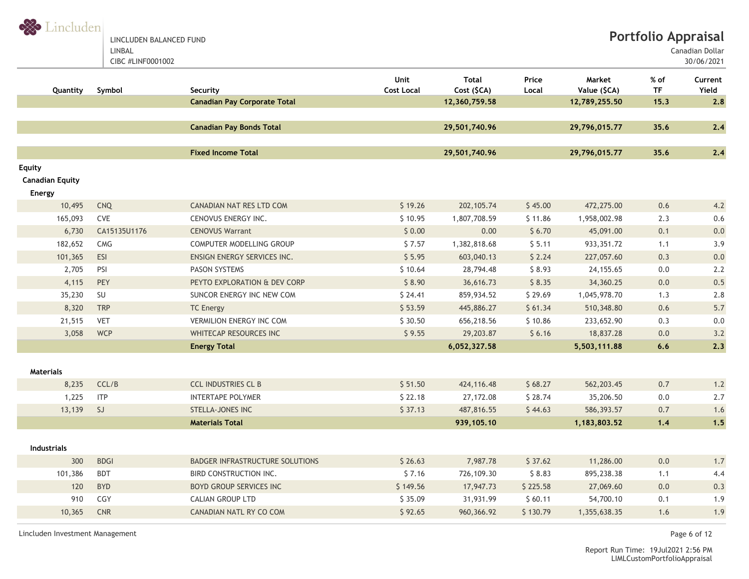LINCLUDEN BALANCED FUND
LINBAL
CIBC #LINF0001002

# Portfolio Appraisal

Canadian Dollar
30/06/2021

| Quantity | Symbol | Security | Unit Cost Local | Total Cost ($CA) | Price Local | Market Value ($CA) | % of TF | Current Yield |
|---|---|---|---|---|---|---|---|---|
| | | **Canadian Pay Corporate Total** | | **12,360,759.58** | | **12,789,255.50** | **15.3** | **2.8** |
| | | **Canadian Pay Bonds Total** | | **29,501,740.96** | | **29,796,015.77** | **35.6** | **2.4** |
| | | **Fixed Income Total** | | **29,501,740.96** | | **29,796,015.77** | **35.6** | **2.4** |
| **Equity** | | | | | | | | |
| **Canadian Equity** | | | | | | | | |
| **Energy** | | | | | | | | |
| 10,495 | CNQ | CANADIAN NAT RES LTD COM | $ 19.26 | 202,105.74 | $ 45.00 | 472,275.00 | 0.6 | 4.2 |
| 165,093 | CVE | CENOVUS ENERGY INC. | $ 10.95 | 1,807,708.59 | $ 11.86 | 1,958,002.98 | 2.3 | 0.6 |
| 6,730 | CA15135U1176 | CENOVUS Warrant | $ 0.00 | 0.00 | $ 6.70 | 45,091.00 | 0.1 | 0.0 |
| 182,652 | CMG | COMPUTER MODELLING GROUP | $ 7.57 | 1,382,818.68 | $ 5.11 | 933,351.72 | 1.1 | 3.9 |
| 101,365 | ESI | ENSIGN ENERGY SERVICES INC. | $ 5.95 | 603,040.13 | $ 2.24 | 227,057.60 | 0.3 | 0.0 |
| 2,705 | PSI | PASON SYSTEMS | $ 10.64 | 28,794.48 | $ 8.93 | 24,155.65 | 0.0 | 2.2 |
| 4,115 | PEY | PEYTO EXPLORATION & DEV CORP | $ 8.90 | 36,616.73 | $ 8.35 | 34,360.25 | 0.0 | 0.5 |
| 35,230 | SU | SUNCOR ENERGY INC NEW COM | $ 24.41 | 859,934.52 | $ 29.69 | 1,045,978.70 | 1.3 | 2.8 |
| 8,320 | TRP | TC Energy | $ 53.59 | 445,886.27 | $ 61.34 | 510,348.80 | 0.6 | 5.7 |
| 21,515 | VET | VERMILION ENERGY INC COM | $ 30.50 | 656,218.56 | $ 10.86 | 233,652.90 | 0.3 | 0.0 |
| 3,058 | WCP | WHITECAP RESOURCES INC | $ 9.55 | 29,203.87 | $ 6.16 | 18,837.28 | 0.0 | 3.2 |
| | | **Energy Total** | | **6,052,327.58** | | **5,503,111.88** | **6.6** | **2.3** |
| **Materials** | | | | | | | | |
| 8,235 | CCL/B | CCL INDUSTRIES CL B | $ 51.50 | 424,116.48 | $ 68.27 | 562,203.45 | 0.7 | 1.2 |
| 1,225 | ITP | INTERTAPE POLYMER | $ 22.18 | 27,172.08 | $ 28.74 | 35,206.50 | 0.0 | 2.7 |
| 13,139 | SJ | STELLA-JONES INC | $ 37.13 | 487,816.55 | $ 44.63 | 586,393.57 | 0.7 | 1.6 |
| | | **Materials Total** | | **939,105.10** | | **1,183,803.52** | **1.4** | **1.5** |
| **Industrials** | | | | | | | | |
| 300 | BDGI | BADGER INFRASTRUCTURE SOLUTIONS | $ 26.63 | 7,987.78 | $ 37.62 | 11,286.00 | 0.0 | 1.7 |
| 101,386 | BDT | BIRD CONSTRUCTION INC. | $ 7.16 | 726,109.30 | $ 8.83 | 895,238.38 | 1.1 | 4.4 |
| 120 | BYD | BOYD GROUP SERVICES INC | $ 149.56 | 17,947.73 | $ 225.58 | 27,069.60 | 0.0 | 0.3 |
| 910 | CGY | CALIAN GROUP LTD | $ 35.09 | 31,931.99 | $ 60.11 | 54,700.10 | 0.1 | 1.9 |
| 10,365 | CNR | CANADIAN NATL RY CO COM | $ 92.65 | 960,366.92 | $ 130.79 | 1,355,638.35 | 1.6 | 1.9 |

Lincluden Investment Management

Report Run Time: 19Jul2021 2:56 PM
LIMLCustomPortfolioAppraisal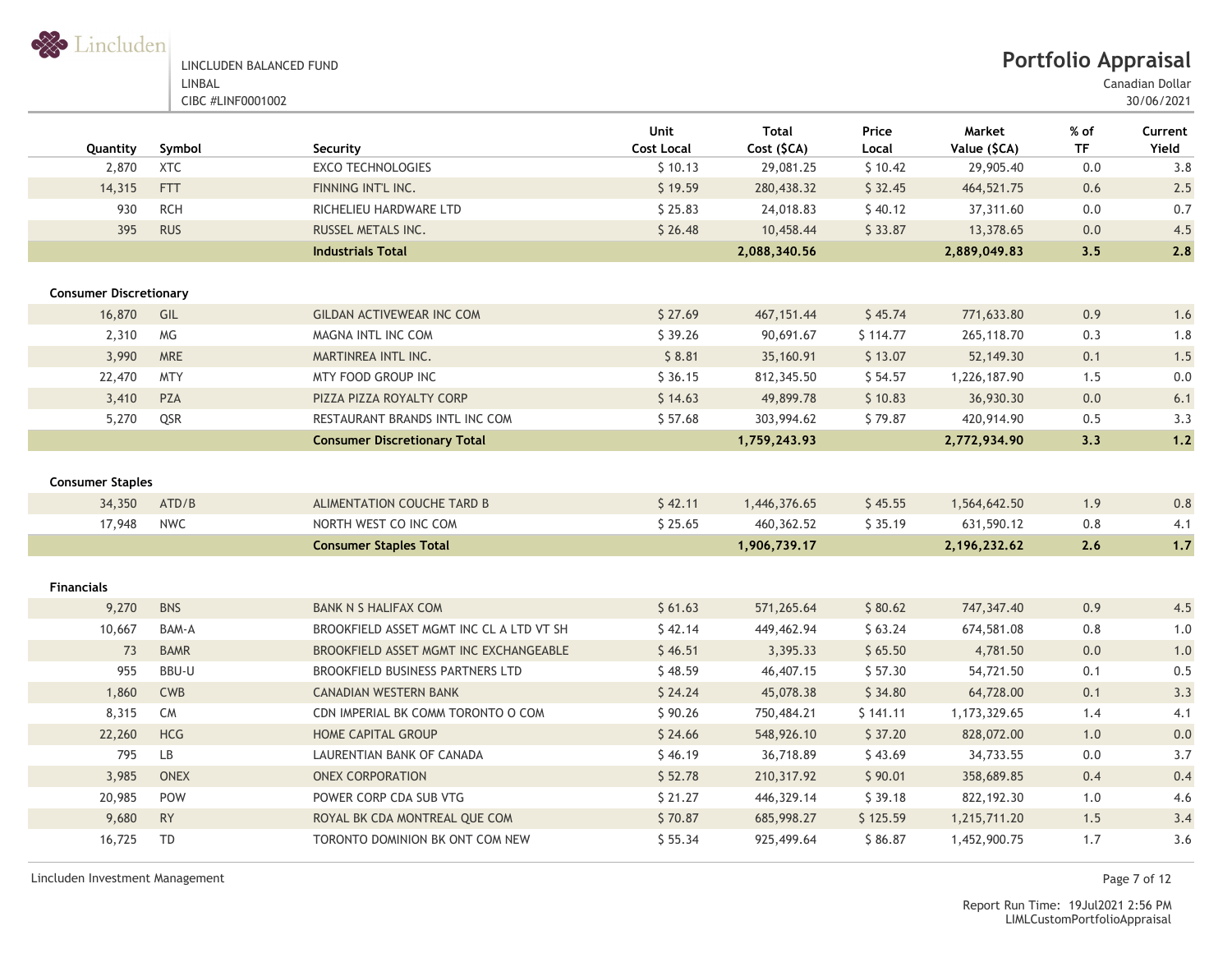LINCLUDEN BALANCED FUND
LINBAL
CIBC #LINF0001002

# Portfolio Appraisal

Canadian Dollar
30/06/2021

| Quantity | Symbol | Security | Unit Cost Local | Total Cost ($CA) | Price Local | Market Value ($CA) | % of TF | Current Yield |
|---|---|---|---|---|---|---|---|---|
| 2,870 | XTC | EXCO TECHNOLOGIES | $ 10.13 | 29,081.25 | $ 10.42 | 29,905.40 | 0.0 | 3.8 |
| 14,315 | FTT | FINNING INT'L INC. | $ 19.59 | 280,438.32 | $ 32.45 | 464,521.75 | 0.6 | 2.5 |
| 930 | RCH | RICHELIEU HARDWARE LTD | $ 25.83 | 24,018.83 | $ 40.12 | 37,311.60 | 0.0 | 0.7 |
| 395 | RUS | RUSSEL METALS INC. | $ 26.48 | 10,458.44 | $ 33.87 | 13,378.65 | 0.0 | 4.5 |
| | | **Industrials Total** | | **2,088,340.56** | | **2,889,049.83** | **3.5** | **2.8** |
| **Consumer Discretionary** | | | | | | | | |
| 16,870 | GIL | GILDAN ACTIVEWEAR INC COM | $ 27.69 | 467,151.44 | $ 45.74 | 771,633.80 | 0.9 | 1.6 |
| 2,310 | MG | MAGNA INTL INC COM | $ 39.26 | 90,691.67 | $ 114.77 | 265,118.70 | 0.3 | 1.8 |
| 3,990 | MRE | MARTINREA INTL INC. | $ 8.81 | 35,160.91 | $ 13.07 | 52,149.30 | 0.1 | 1.5 |
| 22,470 | MTY | MTY FOOD GROUP INC | $ 36.15 | 812,345.50 | $ 54.57 | 1,226,187.90 | 1.5 | 0.0 |
| 3,410 | PZA | PIZZA PIZZA ROYALTY CORP | $ 14.63 | 49,899.78 | $ 10.83 | 36,930.30 | 0.0 | 6.1 |
| 5,270 | QSR | RESTAURANT BRANDS INTL INC COM | $ 57.68 | 303,994.62 | $ 79.87 | 420,914.90 | 0.5 | 3.3 |
| | | **Consumer Discretionary Total** | | **1,759,243.93** | | **2,772,934.90** | **3.3** | **1.2** |
| **Consumer Staples** | | | | | | | | |
| 34,350 | ATD/B | ALIMENTATION COUCHE TARD B | $ 42.11 | 1,446,376.65 | $ 45.55 | 1,564,642.50 | 1.9 | 0.8 |
| 17,948 | NWC | NORTH WEST CO INC COM | $ 25.65 | 460,362.52 | $ 35.19 | 631,590.12 | 0.8 | 4.1 |
| | | **Consumer Staples Total** | | **1,906,739.17** | | **2,196,232.62** | **2.6** | **1.7** |
| **Financials** | | | | | | | | |
| 9,270 | BNS | BANK N S HALIFAX COM | $ 61.63 | 571,265.64 | $ 80.62 | 747,347.40 | 0.9 | 4.5 |
| 10,667 | BAM-A | BROOKFIELD ASSET MGMT INC CL A LTD VT SH | $ 42.14 | 449,462.94 | $ 63.24 | 674,581.08 | 0.8 | 1.0 |
| 73 | BAMR | BROOKFIELD ASSET MGMT INC EXCHANGEABLE | $ 46.51 | 3,395.33 | $ 65.50 | 4,781.50 | 0.0 | 1.0 |
| 955 | BBU-U | BROOKFIELD BUSINESS PARTNERS LTD | $ 48.59 | 46,407.15 | $ 57.30 | 54,721.50 | 0.1 | 0.5 |
| 1,860 | CWB | CANADIAN WESTERN BANK | $ 24.24 | 45,078.38 | $ 34.80 | 64,728.00 | 0.1 | 3.3 |
| 8,315 | CM | CDN IMPERIAL BK COMM TORONTO O COM | $ 90.26 | 750,484.21 | $ 141.11 | 1,173,329.65 | 1.4 | 4.1 |
| 22,260 | HCG | HOME CAPITAL GROUP | $ 24.66 | 548,926.10 | $ 37.20 | 828,072.00 | 1.0 | 0.0 |
| 795 | LB | LAURENTIAN BANK OF CANADA | $ 46.19 | 36,718.89 | $ 43.69 | 34,733.55 | 0.0 | 3.7 |
| 3,985 | ONEX | ONEX CORPORATION | $ 52.78 | 210,317.92 | $ 90.01 | 358,689.85 | 0.4 | 0.4 |
| 20,985 | POW | POWER CORP CDA SUB VTG | $ 21.27 | 446,329.14 | $ 39.18 | 822,192.30 | 1.0 | 4.6 |
| 9,680 | RY | ROYAL BK CDA MONTREAL QUE COM | $ 70.87 | 685,998.27 | $ 125.59 | 1,215,711.20 | 1.5 | 3.4 |
| 16,725 | TD | TORONTO DOMINION BK ONT COM NEW | $ 55.34 | 925,499.64 | $ 86.87 | 1,452,900.75 | 1.7 | 3.6 |

Lincluden Investment Management

Report Run Time: 19Jul2021 2:56 PM
LIMLCustomPortfolioAppraisal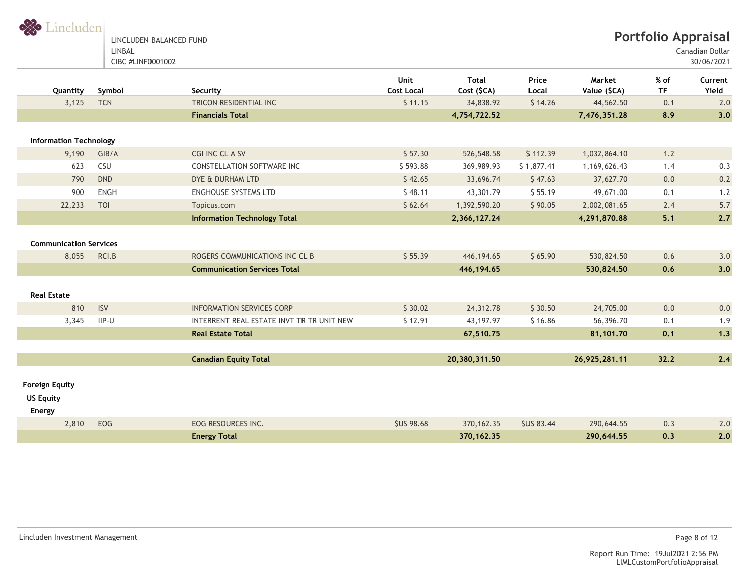LINCLUDEN BALANCED FUND
LINBAL
CIBC #LINF0001002

# Portfolio Appraisal

Canadian Dollar
30/06/2021

| Quantity | Symbol | Security | Unit Cost Local | Total Cost ($CA) | Price Local | Market Value ($CA) | % of TF | Current Yield |
|---|---|---|---|---|---|---|---|---|
| 3,125 | TCN | TRICON RESIDENTIAL INC | $ 11.15 | 34,838.92 | $ 14.26 | 44,562.50 | 0.1 | 2.0 |
| | | **Financials Total** | | **4,754,722.52** | | **7,476,351.28** | **8.9** | **3.0** |
| **Information Technology** | | | | | | | | |
| 9,190 | GIB/A | CGI INC CL A SV | $ 57.30 | 526,548.58 | $ 112.39 | 1,032,864.10 | 1.2 | |
| 623 | CSU | CONSTELLATION SOFTWARE INC | $ 593.88 | 369,989.93 | $ 1,877.41 | 1,169,626.43 | 1.4 | 0.3 |
| 790 | DND | DYE & DURHAM LTD | $ 42.65 | 33,696.74 | $ 47.63 | 37,627.70 | 0.0 | 0.2 |
| 900 | ENGH | ENGHOUSE SYSTEMS LTD | $ 48.11 | 43,301.79 | $ 55.19 | 49,671.00 | 0.1 | 1.2 |
| 22,233 | TOI | Topicus.com | $ 62.64 | 1,392,590.20 | $ 90.05 | 2,002,081.65 | 2.4 | 5.7 |
| | | **Information Technology Total** | | **2,366,127.24** | | **4,291,870.88** | **5.1** | **2.7** |
| **Communication Services** | | | | | | | | |
| 8,055 | RCI.B | ROGERS COMMUNICATIONS INC CL B | $ 55.39 | 446,194.65 | $ 65.90 | 530,824.50 | 0.6 | 3.0 |
| | | **Communication Services Total** | | **446,194.65** | | **530,824.50** | **0.6** | **3.0** |
| **Real Estate** | | | | | | | | |
| 810 | ISV | INFORMATION SERVICES CORP | $ 30.02 | 24,312.78 | $ 30.50 | 24,705.00 | 0.0 | 0.0 |
| 3,345 | IIP-U | INTERRENT REAL ESTATE INVT TR TR UNIT NEW | $ 12.91 | 43,197.97 | $ 16.86 | 56,396.70 | 0.1 | 1.9 |
| | | **Real Estate Total** | | **67,510.75** | | **81,101.70** | **0.1** | **1.3** |
| | | **Canadian Equity Total** | | **20,380,311.50** | | **26,925,281.11** | **32.2** | **2.4** |
| **Foreign Equity** | | | | | | | | |
| **US Equity** | | | | | | | | |
| **Energy** | | | | | | | | |
| 2,810 | EOG | EOG RESOURCES INC. | $US 98.68 | 370,162.35 | $US 83.44 | 290,644.55 | 0.3 | 2.0 |
| | | **Energy Total** | | **370,162.35** | | **290,644.55** | **0.3** | **2.0** |

Lincluden Investment Management

Report Run Time: 19Jul2021 2:56 PM
LIMLCustomPortfolioAppraisal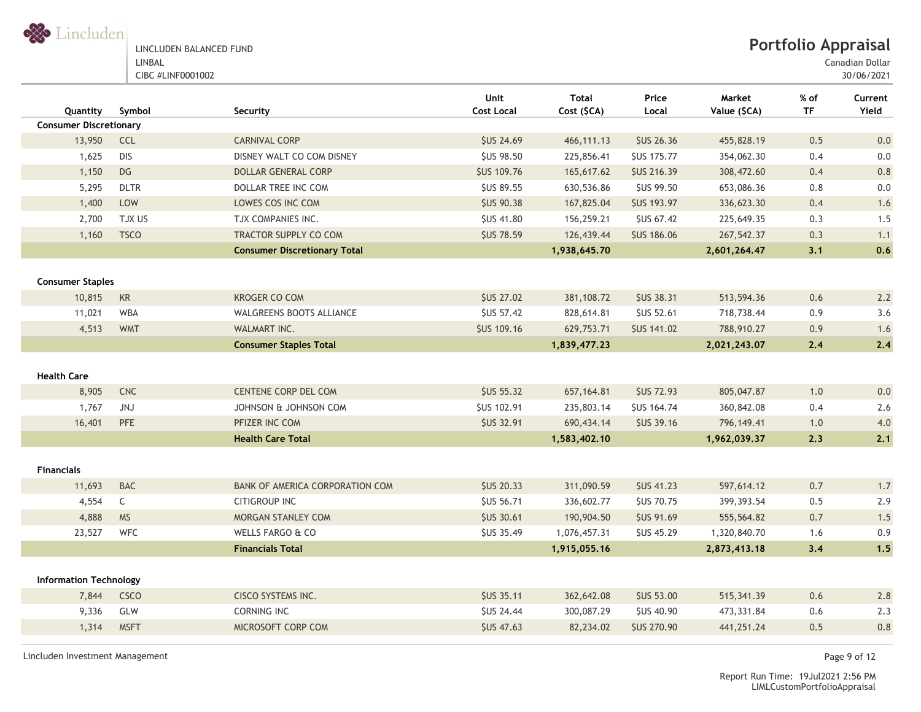LINCLUDEN BALANCED FUND
LINBAL
CIBC #LINF0001002

# Portfolio Appraisal

Canadian Dollar
30/06/2021

| Quantity | Symbol | Security | Unit Cost Local | Total Cost ($CA) | Price Local | Market Value ($CA) | % of TF | Current Yield |
|---|---|---|---|---|---|---|---|---|
| **Consumer Discretionary** | | | | | | | | |
| 13,950 | CCL | CARNIVAL CORP | $US 24.69 | 466,111.13 | $US 26.36 | 455,828.19 | 0.5 | 0.0 |
| 1,625 | DIS | DISNEY WALT CO COM DISNEY | $US 98.50 | 225,856.41 | $US 175.77 | 354,062.30 | 0.4 | 0.0 |
| 1,150 | DG | DOLLAR GENERAL CORP | $US 109.76 | 165,617.62 | $US 216.39 | 308,472.60 | 0.4 | 0.8 |
| 5,295 | DLTR | DOLLAR TREE INC COM | $US 89.55 | 630,536.86 | $US 99.50 | 653,086.36 | 0.8 | 0.0 |
| 1,400 | LOW | LOWES COS INC COM | $US 90.38 | 167,825.04 | $US 193.97 | 336,623.30 | 0.4 | 1.6 |
| 2,700 | TJX US | TJX COMPANIES INC. | $US 41.80 | 156,259.21 | $US 67.42 | 225,649.35 | 0.3 | 1.5 |
| 1,160 | TSCO | TRACTOR SUPPLY CO COM | $US 78.59 | 126,439.44 | $US 186.06 | 267,542.37 | 0.3 | 1.1 |
| | | **Consumer Discretionary Total** | | **1,938,645.70** | | **2,601,264.47** | **3.1** | **0.6** |
| **Consumer Staples** | | | | | | | | |
| 10,815 | KR | KROGER CO COM | $US 27.02 | 381,108.72 | $US 38.31 | 513,594.36 | 0.6 | 2.2 |
| 11,021 | WBA | WALGREENS BOOTS ALLIANCE | $US 57.42 | 828,614.81 | $US 52.61 | 718,738.44 | 0.9 | 3.6 |
| 4,513 | WMT | WALMART INC. | $US 109.16 | 629,753.71 | $US 141.02 | 788,910.27 | 0.9 | 1.6 |
| | | **Consumer Staples Total** | | **1,839,477.23** | | **2,021,243.07** | **2.4** | **2.4** |
| **Health Care** | | | | | | | | |
| 8,905 | CNC | CENTENE CORP DEL COM | $US 55.32 | 657,164.81 | $US 72.93 | 805,047.87 | 1.0 | 0.0 |
| 1,767 | JNJ | JOHNSON & JOHNSON COM | $US 102.91 | 235,803.14 | $US 164.74 | 360,842.08 | 0.4 | 2.6 |
| 16,401 | PFE | PFIZER INC COM | $US 32.91 | 690,434.14 | $US 39.16 | 796,149.41 | 1.0 | 4.0 |
| | | **Health Care Total** | | **1,583,402.10** | | **1,962,039.37** | **2.3** | **2.1** |
| **Financials** | | | | | | | | |
| 11,693 | BAC | BANK OF AMERICA CORPORATION COM | $US 20.33 | 311,090.59 | $US 41.23 | 597,614.12 | 0.7 | 1.7 |
| 4,554 | C | CITIGROUP INC | $US 56.71 | 336,602.77 | $US 70.75 | 399,393.54 | 0.5 | 2.9 |
| 4,888 | MS | MORGAN STANLEY COM | $US 30.61 | 190,904.50 | $US 91.69 | 555,564.82 | 0.7 | 1.5 |
| 23,527 | WFC | WELLS FARGO & CO | $US 35.49 | 1,076,457.31 | $US 45.29 | 1,320,840.70 | 1.6 | 0.9 |
| | | **Financials Total** | | **1,915,055.16** | | **2,873,413.18** | **3.4** | **1.5** |
| **Information Technology** | | | | | | | | |
| 7,844 | CSCO | CISCO SYSTEMS INC. | $US 35.11 | 362,642.08 | $US 53.00 | 515,341.39 | 0.6 | 2.8 |
| 9,336 | GLW | CORNING INC | $US 24.44 | 300,087.29 | $US 40.90 | 473,331.84 | 0.6 | 2.3 |
| 1,314 | MSFT | MICROSOFT CORP COM | $US 47.63 | 82,234.02 | $US 270.90 | 441,251.24 | 0.5 | 0.8 |

Report Run Time: 19Jul2021 2:56 PM
LIMLCustomPortfolioAppraisal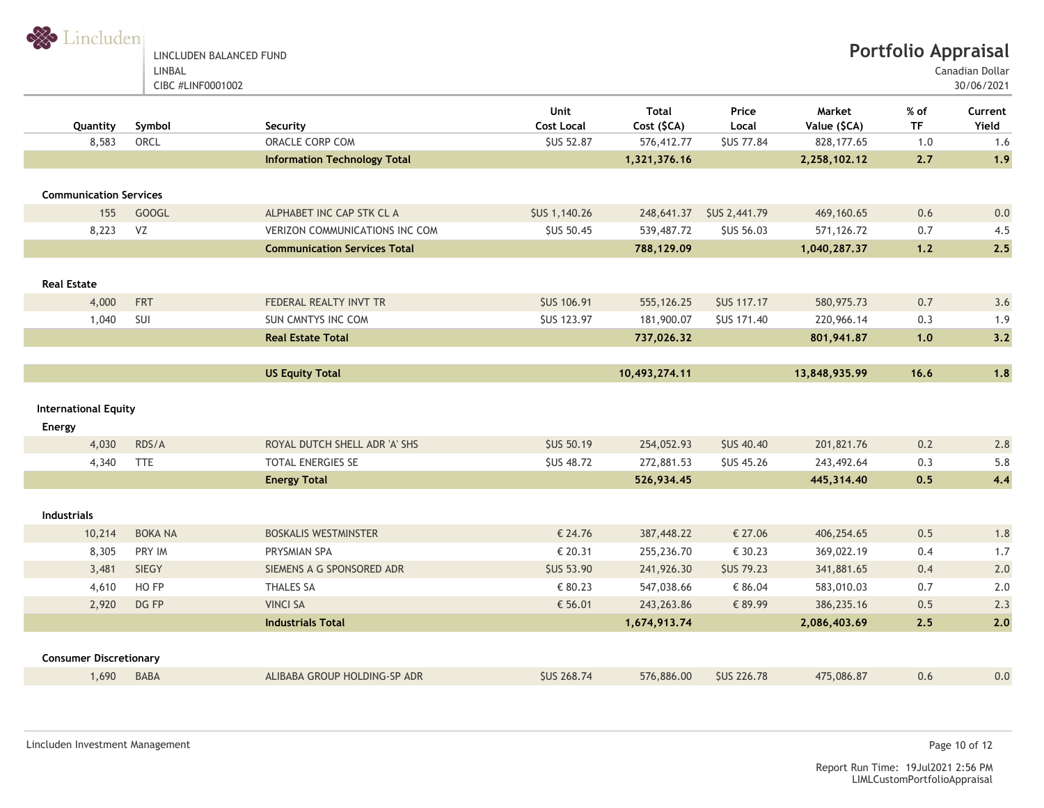| Quantity | Symbol | Security | Unit Cost Local | Total Cost ($CA) | Price Local | Market Value ($CA) | % of TF | Current Yield |
|---|---|---|---|---|---|---|---|---|
| 8,583 | ORCL | ORACLE CORP COM | $US 52.87 | 576,412.77 | $US 77.84 | 828,177.65 | 1.0 | 1.6 |
| | | **Information Technology Total** | | **1,321,376.16** | | **2,258,102.12** | **2.7** | **1.9** |
| **Communication Services** | | | | | | | | |
| 155 | GOOGL | ALPHABET INC CAP STK CL A | $US 1,140.26 | 248,641.37 | $US 2,441.79 | 469,160.65 | 0.6 | 0.0 |
| 8,223 | VZ | VERIZON COMMUNICATIONS INC COM | $US 50.45 | 539,487.72 | $US 56.03 | 571,126.72 | 0.7 | 4.5 |
| | | **Communication Services Total** | | **788,129.09** | | **1,040,287.37** | **1.2** | **2.5** |
| **Real Estate** | | | | | | | | |
| 4,000 | FRT | FEDERAL REALTY INVT TR | $US 106.91 | 555,126.25 | $US 117.17 | 580,975.73 | 0.7 | 3.6 |
| 1,040 | SUI | SUN CMNTYS INC COM | $US 123.97 | 181,900.07 | $US 171.40 | 220,966.14 | 0.3 | 1.9 |
| | | **Real Estate Total** | | **737,026.32** | | **801,941.87** | **1.0** | **3.2** |
| | | **US Equity Total** | | **10,493,274.11** | | **13,848,935.99** | **16.6** | **1.8** |
| **International Equity** | | | | | | | | |
| **Energy** | | | | | | | | |
| 4,030 | RDS/A | ROYAL DUTCH SHELL ADR 'A' SHS | $US 50.19 | 254,052.93 | $US 40.40 | 201,821.76 | 0.2 | 2.8 |
| 4,340 | TTE | TOTAL ENERGIES SE | $US 48.72 | 272,881.53 | $US 45.26 | 243,492.64 | 0.3 | 5.8 |
| | | **Energy Total** | | **526,934.45** | | **445,314.40** | **0.5** | **4.4** |
| **Industrials** | | | | | | | | |
| 10,214 | BOKA NA | BOSKALIS WESTMINSTER | € 24.76 | 387,448.22 | € 27.06 | 406,254.65 | 0.5 | 1.8 |
| 8,305 | PRY IM | PRYSMIAN SPA | € 20.31 | 255,236.70 | € 30.23 | 369,022.19 | 0.4 | 1.7 |
| 3,481 | SIEGY | SIEMENS A G SPONSORED ADR | $US 53.90 | 241,926.30 | $US 79.23 | 341,881.65 | 0.4 | 2.0 |
| 4,610 | HO FP | THALES SA | € 80.23 | 547,038.66 | € 86.04 | 583,010.03 | 0.7 | 2.0 |
| 2,920 | DG FP | VINCI SA | € 56.01 | 243,263.86 | € 89.99 | 386,235.16 | 0.5 | 2.3 |
| | | **Industrials Total** | | **1,674,913.74** | | **2,086,403.69** | **2.5** | **2.0** |
| **Consumer Discretionary** | | | | | | | | |
| 1,690 | BABA | ALIBABA GROUP HOLDING-SP ADR | $US 268.74 | 576,886.00 | $US 226.78 | 475,086.87 | 0.6 | 0.0 |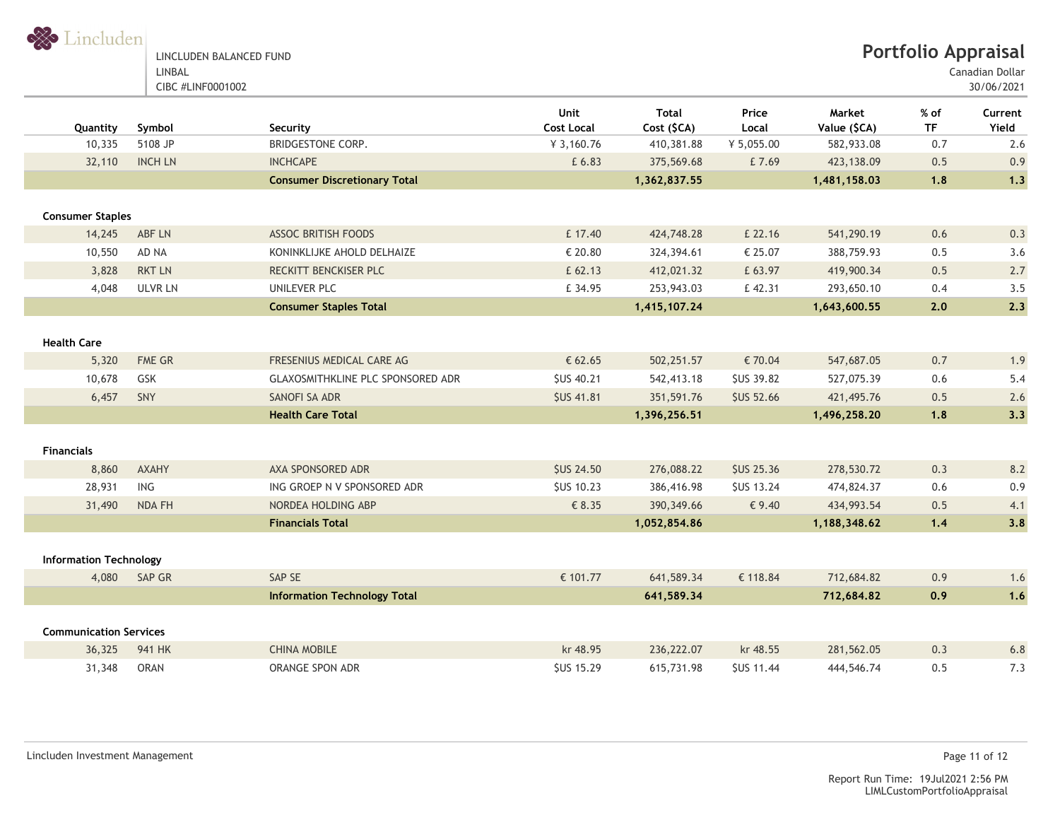LINCLUDEN BALANCED FUND
LINBAL
CIBC #LINF0001002

# Portfolio Appraisal

Canadian Dollar
30/06/2021

| Quantity | Symbol | Security | Unit Cost Local | Total Cost ($CA) | Price Local | Market Value ($CA) | % of TF | Current Yield |
|---|---|---|---|---|---|---|---|---|
| 10,335 | 5108 JP | BRIDGESTONE CORP. | ¥ 3,160.76 | 410,381.88 | ¥ 5,055.00 | 582,933.08 | 0.7 | 2.6 |
| 32,110 | INCH LN | INCHCAPE | £ 6.83 | 375,569.68 | £ 7.69 | 423,138.09 | 0.5 | 0.9 |
| | | **Consumer Discretionary Total** | | **1,362,837.55** | | **1,481,158.03** | **1.8** | **1.3** |
| **Consumer Staples** | | | | | | | | |
| 14,245 | ABF LN | ASSOC BRITISH FOODS | £ 17.40 | 424,748.28 | £ 22.16 | 541,290.19 | 0.6 | 0.3 |
| 10,550 | AD NA | KONINKLIJKE AHOLD DELHAIZE | € 20.80 | 324,394.61 | € 25.07 | 388,759.93 | 0.5 | 3.6 |
| 3,828 | RKT LN | RECKITT BENCKISER PLC | £ 62.13 | 412,021.32 | £ 63.97 | 419,900.34 | 0.5 | 2.7 |
| 4,048 | ULVR LN | UNILEVER PLC | £ 34.95 | 253,943.03 | £ 42.31 | 293,650.10 | 0.4 | 3.5 |
| | | **Consumer Staples Total** | | **1,415,107.24** | | **1,643,600.55** | **2.0** | **2.3** |
| **Health Care** | | | | | | | | |
| 5,320 | FME GR | FRESENIUS MEDICAL CARE AG | € 62.65 | 502,251.57 | € 70.04 | 547,687.05 | 0.7 | 1.9 |
| 10,678 | GSK | GLAXOSMITHKLINE PLC SPONSORED ADR | $US 40.21 | 542,413.18 | $US 39.82 | 527,075.39 | 0.6 | 5.4 |
| 6,457 | SNY | SANOFI SA ADR | $US 41.81 | 351,591.76 | $US 52.66 | 421,495.76 | 0.5 | 2.6 |
| | | **Health Care Total** | | **1,396,256.51** | | **1,496,258.20** | **1.8** | **3.3** |
| **Financials** | | | | | | | | |
| 8,860 | AXAHY | AXA SPONSORED ADR | $US 24.50 | 276,088.22 | $US 25.36 | 278,530.72 | 0.3 | 8.2 |
| 28,931 | ING | ING GROEP N V SPONSORED ADR | $US 10.23 | 386,416.98 | $US 13.24 | 474,824.37 | 0.6 | 0.9 |
| 31,490 | NDA FH | NORDEA HOLDING ABP | € 8.35 | 390,349.66 | € 9.40 | 434,993.54 | 0.5 | 4.1 |
| | | **Financials Total** | | **1,052,854.86** | | **1,188,348.62** | **1.4** | **3.8** |
| **Information Technology** | | | | | | | | |
| 4,080 | SAP GR | SAP SE | € 101.77 | 641,589.34 | € 118.84 | 712,684.82 | 0.9 | 1.6 |
| | | **Information Technology Total** | | **641,589.34** | | **712,684.82** | **0.9** | **1.6** |
| **Communication Services** | | | | | | | | |
| 36,325 | 941 HK | CHINA MOBILE | kr 48.95 | 236,222.07 | kr 48.55 | 281,562.05 | 0.3 | 6.8 |
| 31,348 | ORAN | ORANGE SPON ADR | $US 15.29 | 615,731.98 | $US 11.44 | 444,546.74 | 0.5 | 7.3 |

Lincluden Investment Management

Report Run Time: 19Jul2021 2:56 PM
LIMLCustomPortfolioAppraisal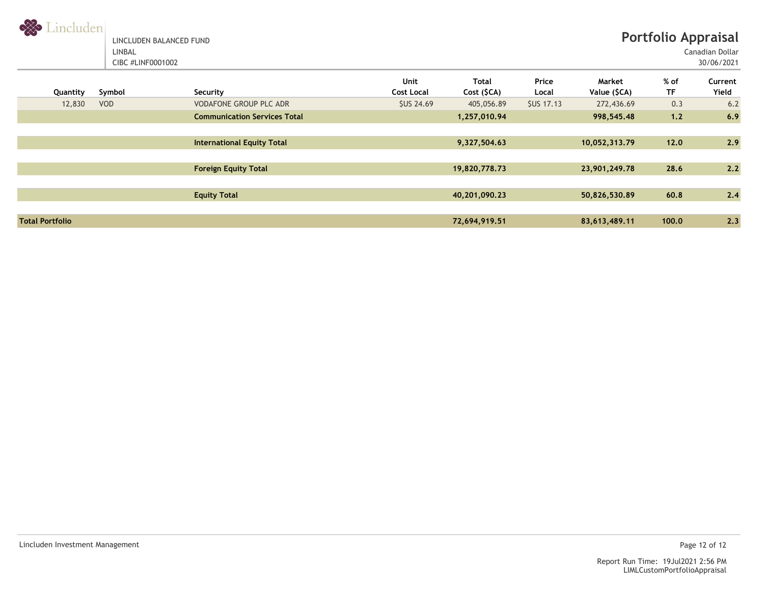LINCLUDEN BALANCED FUND
LINBAL
CIBC #LINF0001002

# Portfolio Appraisal

Canadian Dollar
30/06/2021

| Quantity | Symbol | Security | Unit Cost Local | Total Cost ($CA) | Price Local | Market Value ($CA) | % of TF | Current Yield |
|---|---|---|---|---|---|---|---|---|
| 12,830 | VOD | VODAFONE GROUP PLC ADR | $US 24.69 | 405,056.89 | $US 17.13 | 272,436.69 | 0.3 | 6.2 |
| | | **Communication Services Total** | | **1,257,010.94** | | **998,545.48** | **1.2** | **6.9** |
| | | **International Equity Total** | | **9,327,504.63** | | **10,052,313.79** | **12.0** | **2.9** |
| | | **Foreign Equity Total** | | **19,820,778.73** | | **23,901,249.78** | **28.6** | **2.2** |
| | | **Equity Total** | | **40,201,090.23** | | **50,826,530.89** | **60.8** | **2.4** |
| **Total Portfolio** | | | | **72,694,919.51** | | **83,613,489.11** | **100.0** | **2.3** |

Report Run Time: 19Jul2021 2:56 PM
LIMLCustomPortfolioAppraisal